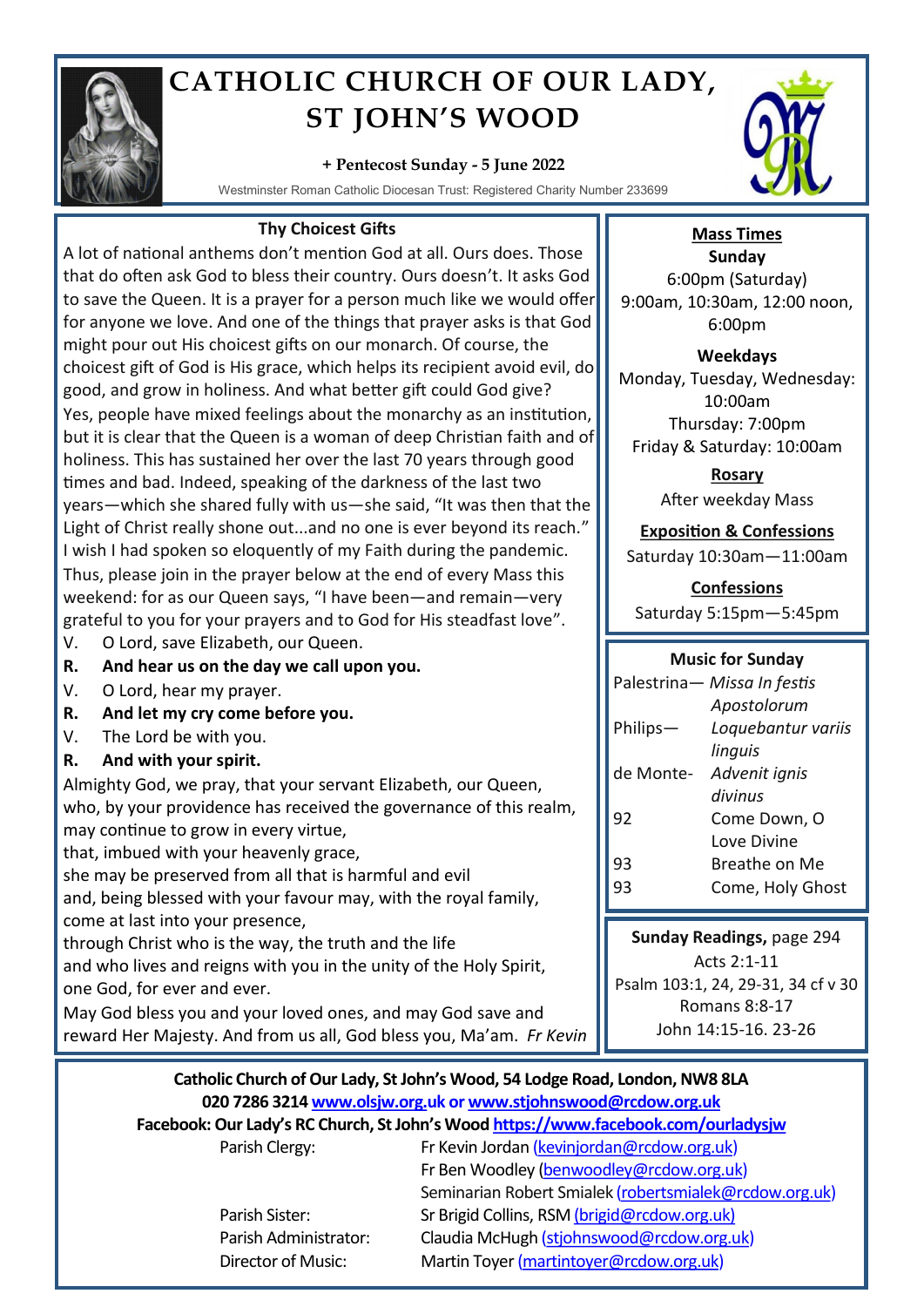# CATHOLIC CHURCH OF OUR LADY, ST JOHN'S WOOD

**+ Pentecost Sunday - 5 June 2022**

Westminster Roman Catholic Diocesan Trust: Registered Charity Number 233699

## Thy Choicest Gifts

A lot of national anthems don't mention God at all. Ours does. Those that do often ask God to bless their country. Ours doesn't. It asks God to save the Queen. It is a prayer for a person much like we would offer for anyone we love. And one of the things that prayer asks is that God might pour out His choicest gifts on our monarch. Of course, the choicest gift of God is His grace, which helps its recipient avoid evil, do good, and grow in holiness. And what better gift could God give?

Yes, people have mixed feelings about the monarchy as an institution, but it is clear that the Queen is a woman of deep Christian faith and of holiness. This has sustained her over the last 70 years through good times and bad. Indeed, speaking of the darkness of the last two years—which she shared fully with us—she said, "It was then that the Light of Christ really shone out...and no one is ever beyond its reach." I wish I had spoken so eloquently of my Faith during the pandemic.

Thus, please join in the prayer below at the end of every Mass this weekend: for as our Queen says, "I have been—and remain—very grateful to you for your prayers and to God for His steadfast love".

V. O Lord, save Elizabeth, our Queen.

**R. And hear us on the day we call upon you.**

V. O Lord, hear my prayer.

**R. And let my cry come before you.**

V. The Lord be with you.

**R. And with your spirit.**

Almighty God, we pray, that your servant Elizabeth, our Queen,
who, by your providence has received the governance of this realm,
may continue to grow in every virtue,
that, imbued with your heavenly grace,
she may be preserved from all that is harmful and evil
and, being blessed with your favour may, with the royal family,
come at last into your presence,
through Christ who is the way, the truth and the life
and who lives and reigns with you in the unity of the Holy Spirit,
one God, for ever and ever.

May God bless you and your loved ones, and may God save and reward Her Majesty. And from us all, God bless you, Ma'am. *Fr Kevin*

## Mass Times

**Sunday**
6:00pm (Saturday)
9:00am, 10:30am, 12:00 noon, 6:00pm

**Weekdays**
Monday, Tuesday, Wednesday: 10:00am
Thursday: 7:00pm
Friday & Saturday: 10:00am

**Rosary**
After weekday Mass

**Exposition & Confessions**
Saturday 10:30am—11:00am

**Confessions**
Saturday 5:15pm—5:45pm

## Music for Sunday

| | |
|---|---|
| Palestrina— | *Missa In festis Apostolorum* |
| Philips— | *Loquebantur variis linguis* |
| de Monte- | *Advent ignis divinus* |
| 92 | Come Down, O Love Divine |
| 93 | Breathe on Me |
| 93 | Come, Holy Ghost |

**Sunday Readings,** page 294
Acts 2:1-11
Psalm 103:1, 24, 29-31, 34 cf v 30
Romans 8:8-17
John 14:15-16. 23-26

---

**Catholic Church of Our Lady, St John's Wood, 54 Lodge Road, London, NW8 8LA**
**020 7286 3214 www.olsjw.org.uk or www.stjohnswood@rcdow.org.uk**
**Facebook: Our Lady's RC Church, St John's Wood https://www.facebook.com/ourladysjw**

| | |
|---|---|
| Parish Clergy: | Fr Kevin Jordan (kevinjordan@rcdow.org.uk) |
| | Fr Ben Woodley (benwoodley@rcdow.org.uk) |
| | Seminarian Robert Smialek (robertsmialek@rcdow.org.uk) |
| Parish Sister: | Sr Brigid Collins, RSM (brigid@rcdow.org.uk) |
| Parish Administrator: | Claudia McHugh (stjohnswood@rcdow.org.uk) |
| Director of Music: | Martin Toyer (martintoyer@rcdow.org.uk) |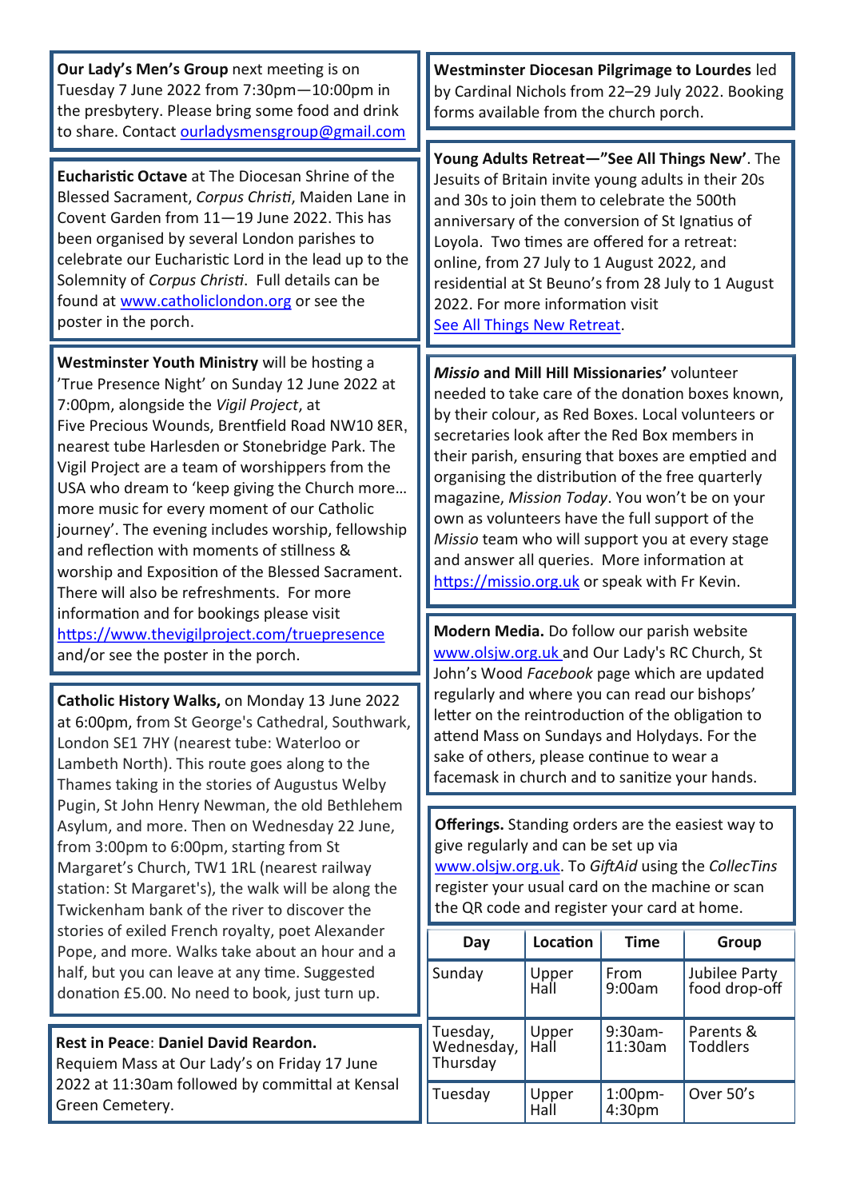**Our Lady's Men's Group** next meeting is on Tuesday 7 June 2022 from 7:30pm—10:00pm in the presbytery. Please bring some food and drink to share. Contact ourladysmensgroup@gmail.com

**Eucharistic Octave** at The Diocesan Shrine of the Blessed Sacrament, *Corpus Christi*, Maiden Lane in Covent Garden from 11—19 June 2022. This has been organised by several London parishes to celebrate our Eucharistic Lord in the lead up to the Solemnity of *Corpus Christi*. Full details can be found at www.catholiclondon.org or see the poster in the porch.

**Westminster Youth Ministry** will be hosting a 'True Presence Night' on Sunday 12 June 2022 at 7:00pm, alongside the *Vigil Project*, at Five Precious Wounds, Brentfield Road NW10 8ER, nearest tube Harlesden or Stonebridge Park. The Vigil Project are a team of worshippers from the USA who dream to 'keep giving the Church more… more music for every moment of our Catholic journey'. The evening includes worship, fellowship and reflection with moments of stillness & worship and Exposition of the Blessed Sacrament. There will also be refreshments. For more information and for bookings please visit https://www.thevigilproject.com/truepresence and/or see the poster in the porch.

**Catholic History Walks,** on Monday 13 June 2022 at 6:00pm, from St George's Cathedral, Southwark, London SE1 7HY (nearest tube: Waterloo or Lambeth North). This route goes along to the Thames taking in the stories of Augustus Welby Pugin, St John Henry Newman, the old Bethlehem Asylum, and more. Then on Wednesday 22 June, from 3:00pm to 6:00pm, starting from St Margaret's Church, TW1 1RL (nearest railway station: St Margaret's), the walk will be along the Twickenham bank of the river to discover the stories of exiled French royalty, poet Alexander Pope, and more. Walks take about an hour and a half, but you can leave at any time. Suggested donation £5.00. No need to book, just turn up.

**Rest in Peace**: **Daniel David Reardon.**
Requiem Mass at Our Lady's on Friday 17 June 2022 at 11:30am followed by committal at Kensal Green Cemetery.

**Westminster Diocesan Pilgrimage to Lourdes** led by Cardinal Nichols from 22–29 July 2022. Booking forms available from the church porch.

**Young Adults Retreat—"See All Things New'**. The Jesuits of Britain invite young adults in their 20s and 30s to join them to celebrate the 500th anniversary of the conversion of St Ignatius of Loyola. Two times are offered for a retreat: online, from 27 July to 1 August 2022, and residential at St Beuno's from 28 July to 1 August 2022. For more information visit See All Things New Retreat.

***Missio* and Mill Hill Missionaries'** volunteer needed to take care of the donation boxes known, by their colour, as Red Boxes. Local volunteers or secretaries look after the Red Box members in their parish, ensuring that boxes are emptied and organising the distribution of the free quarterly magazine, *Mission Today*. You won't be on your own as volunteers have the full support of the *Missio* team who will support you at every stage and answer all queries. More information at https://missio.org.uk or speak with Fr Kevin.

**Modern Media.** Do follow our parish website www.olsjw.org.uk and Our Lady's RC Church, St John's Wood *Facebook* page which are updated regularly and where you can read our bishops' letter on the reintroduction of the obligation to attend Mass on Sundays and Holydays. For the sake of others, please continue to wear a facemask in church and to sanitize your hands.

**Offerings.** Standing orders are the easiest way to give regularly and can be set up via www.olsjw.org.uk. To *GiftAid* using the *CollecTins* register your usual card on the machine or scan the QR code and register your card at home.

| Day | Location | Time | Group |
|---|---|---|---|
| Sunday | Upper Hall | From 9:00am | Jubilee Party food drop-off |
| Tuesday, Wednesday, Thursday | Upper Hall | 9:30am-11:30am | Parents & Toddlers |
| Tuesday | Upper Hall | 1:00pm-4:30pm | Over 50's |